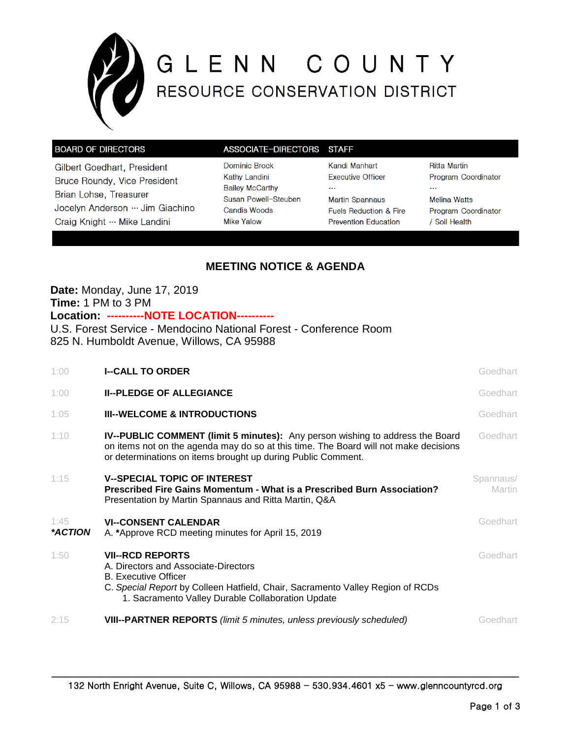# GLENN COUNTY

## RESOURCE CONSERVATION DISTRICT

| BOARD OF DIRECTORS | ASSOCIATE-DIRECTORS | STAFF | |
|---|---|---|---|
| Gilbert Goedhart, President | Dominic Brock | Kandi Manhart | Ritta Martin |
| Bruce Roundy, Vice President | Kathy Landini | Executive Officer | Program Coordinator |
| Brian Lohse, Treasurer | Bailey McCarthy | ... | ... |
| Jocelyn Anderson ··· Jim Giachino | Susan Powell-Steuben | Martin Spannaus | Melina Watts |
| Craig Knight ··· Mike Landini | Candis Woods | Fuels Reduction & Fire | Program Coordinator |
| | Mike Yalow | Prevention Education | / Soil Health |

## MEETING NOTICE & AGENDA

**Date:** Monday, June 17, 2019
**Time:** 1 PM to 3 PM
**Location:** **----------NOTE LOCATION----------**
U.S. Forest Service - Mendocino National Forest - Conference Room
825 N. Humboldt Avenue, Willows, CA 95988

| Time | Item | Presenter |
|---|---|---|
| 1:00 | **I--CALL TO ORDER** | Goedhart |
| 1:00 | **II--PLEDGE OF ALLEGIANCE** | Goedhart |
| 1:05 | **III--WELCOME & INTRODUCTIONS** | Goedhart |
| 1:10 | **IV--PUBLIC COMMENT (limit 5 minutes):** Any person wishing to address the Board on items not on the agenda may do so at this time. The Board will not make decisions or determinations on items brought up during Public Comment. | Goedhart |
| 1:15 | **V--SPECIAL TOPIC OF INTEREST** **Prescribed Fire Gains Momentum - What is a Prescribed Burn Association?** Presentation by Martin Spannaus and Ritta Martin, Q&A | Spannaus/ Martin |
| 1:45 ***ACTION** | **VI--CONSENT CALENDAR** A. ***Approve RCD meeting minutes for April 15, 2019** | Goedhart |
| 1:50 | **VII--RCD REPORTS** A. Directors and Associate-Directors B. Executive Officer C. *Special Report* by Colleen Hatfield, Chair, Sacramento Valley Region of RCDs 1. Sacramento Valley Durable Collaboration Update | Goedhart |
| 2:15 | **VIII--PARTNER REPORTS** *(limit 5 minutes, unless previously scheduled)* | Goedhart |

132 North Enright Avenue, Suite C, Willows, CA 95988 – 530.934.4601 x5 – www.glenncountyrcd.org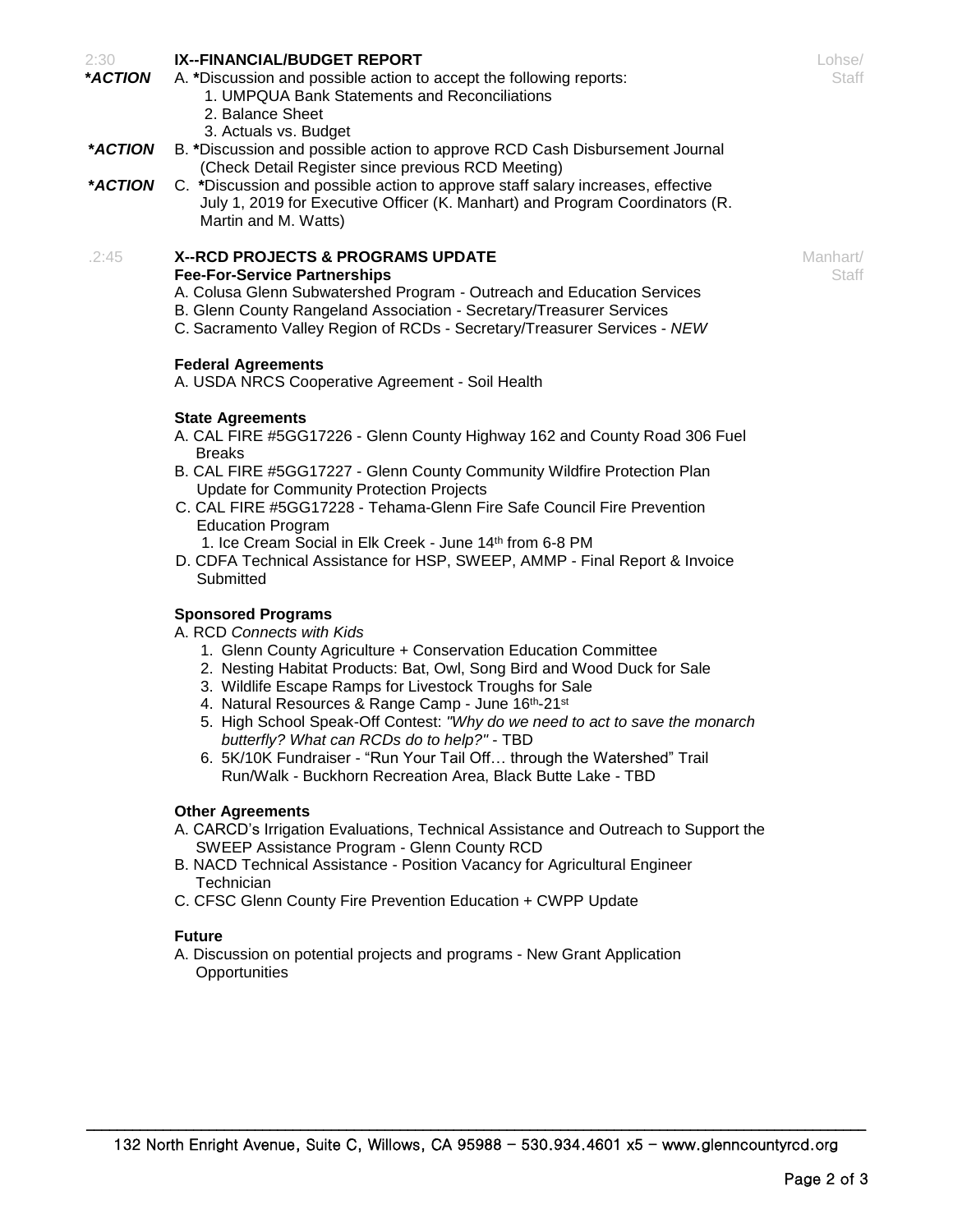2:30 **IX--FINANCIAL/BUDGET REPORT** Lohse/Staff

***ACTION** A. ***Discussion and possible action to accept the following reports:
1. UMPQUA Bank Statements and Reconciliations
2. Balance Sheet
3. Actuals vs. Budget

***ACTION** B. ***Discussion and possible action to approve RCD Cash Disbursement Journal (Check Detail Register since previous RCD Meeting)

***ACTION** C. ***Discussion and possible action to approve staff salary increases, effective July 1, 2019 for Executive Officer (K. Manhart) and Program Coordinators (R. Martin and M. Watts)

.2:45 **X--RCD PROJECTS & PROGRAMS UPDATE** Manhart/Staff

**Fee-For-Service Partnerships**

A. Colusa Glenn Subwatershed Program - Outreach and Education Services
B. Glenn County Rangeland Association - Secretary/Treasurer Services
C. Sacramento Valley Region of RCDs - Secretary/Treasurer Services - *NEW*

**Federal Agreements**

A. USDA NRCS Cooperative Agreement - Soil Health

**State Agreements**

A. CAL FIRE #5GG17226 - Glenn County Highway 162 and County Road 306 Fuel Breaks
B. CAL FIRE #5GG17227 - Glenn County Community Wildfire Protection Plan Update for Community Protection Projects
C. CAL FIRE #5GG17228 - Tehama-Glenn Fire Safe Council Fire Prevention Education Program
   1. Ice Cream Social in Elk Creek - June 14th from 6-8 PM
D. CDFA Technical Assistance for HSP, SWEEP, AMMP - Final Report & Invoice Submitted

**Sponsored Programs**

A. RCD *Connects with Kids*
   1. Glenn County Agriculture + Conservation Education Committee
   2. Nesting Habitat Products: Bat, Owl, Song Bird and Wood Duck for Sale
   3. Wildlife Escape Ramps for Livestock Troughs for Sale
   4. Natural Resources & Range Camp - June 16th-21st
   5. High School Speak-Off Contest: *"Why do we need to act to save the monarch butterfly? What can RCDs do to help?"* - TBD
   6. 5K/10K Fundraiser - "Run Your Tail Off… through the Watershed" Trail Run/Walk - Buckhorn Recreation Area, Black Butte Lake - TBD

**Other Agreements**

A. CARCD's Irrigation Evaluations, Technical Assistance and Outreach to Support the SWEEP Assistance Program - Glenn County RCD
B. NACD Technical Assistance - Position Vacancy for Agricultural Engineer Technician
C. CFSC Glenn County Fire Prevention Education + CWPP Update

**Future**

A. Discussion on potential projects and programs - New Grant Application Opportunities

132 North Enright Avenue, Suite C, Willows, CA 95988 – 530.934.4601 x5 – www.glenncountyrcd.org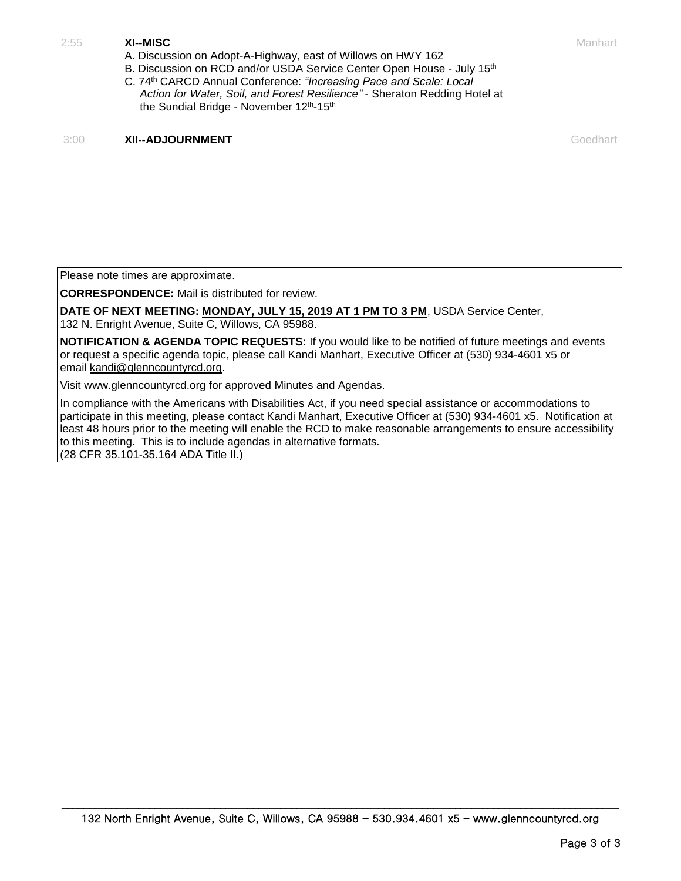2:55 **XI--MISC** Manhart

A. Discussion on Adopt-A-Highway, east of Willows on HWY 162

B. Discussion on RCD and/or USDA Service Center Open House - July 15th

C. 74th CARCD Annual Conference: *"Increasing Pace and Scale: Local Action for Water, Soil, and Forest Resilience"* - Sheraton Redding Hotel at the Sundial Bridge - November 12th-15th

3:00 **XII--ADJOURNMENT** Goedhart

Please note times are approximate.

**CORRESPONDENCE:** Mail is distributed for review.

**DATE OF NEXT MEETING: MONDAY, JULY 15, 2019 AT 1 PM TO 3 PM**, USDA Service Center, 132 N. Enright Avenue, Suite C, Willows, CA 95988.

**NOTIFICATION & AGENDA TOPIC REQUESTS:** If you would like to be notified of future meetings and events or request a specific agenda topic, please call Kandi Manhart, Executive Officer at (530) 934-4601 x5 or email kandi@glenncountyrcd.org.

Visit www.glenncountyrcd.org for approved Minutes and Agendas.

In compliance with the Americans with Disabilities Act, if you need special assistance or accommodations to participate in this meeting, please contact Kandi Manhart, Executive Officer at (530) 934-4601 x5. Notification at least 48 hours prior to the meeting will enable the RCD to make reasonable arrangements to ensure accessibility to this meeting. This is to include agendas in alternative formats.
(28 CFR 35.101-35.164 ADA Title II.)

132 North Enright Avenue, Suite C, Willows, CA 95988 – 530.934.4601 x5 – www.glenncountyrcd.org